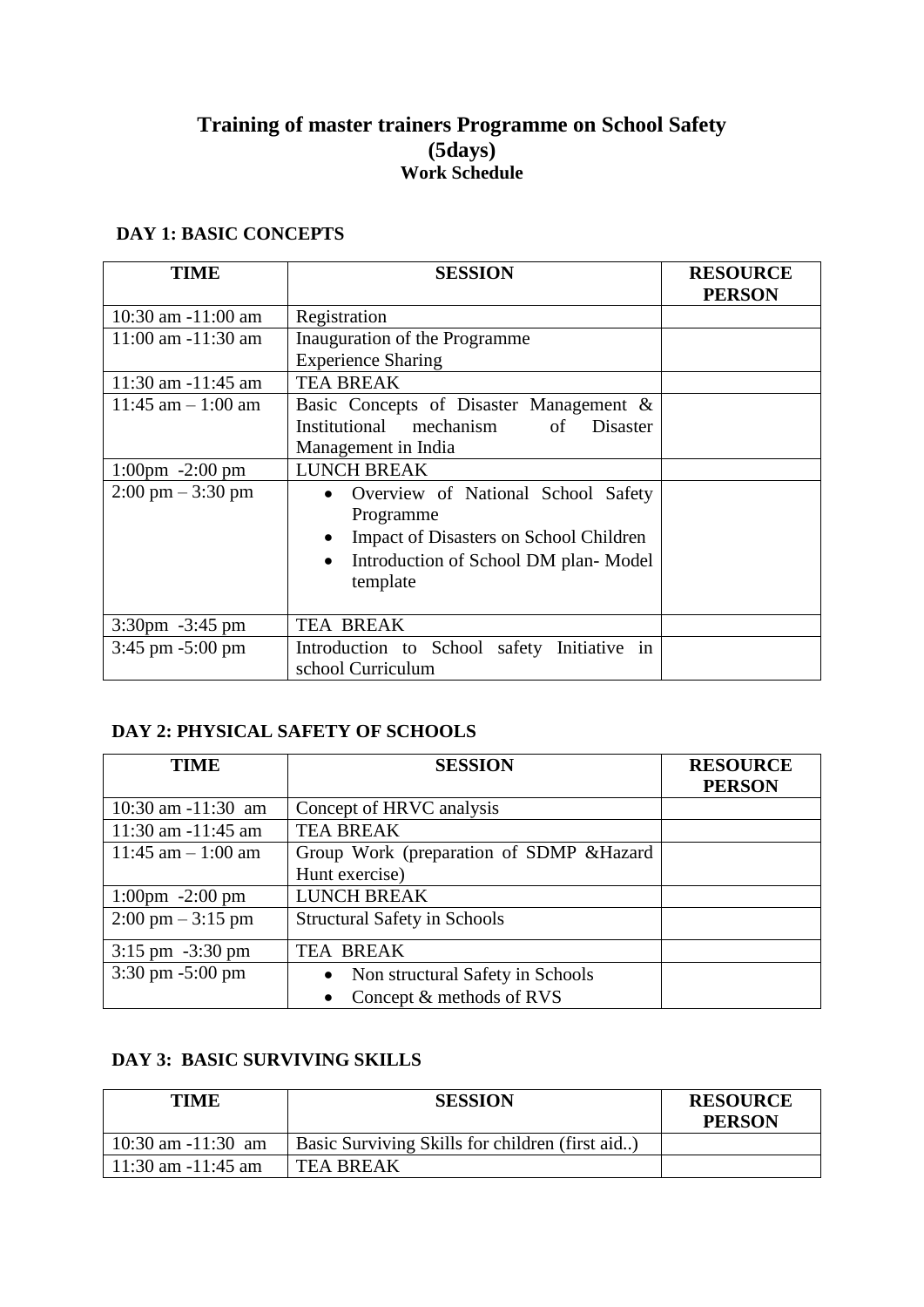# Training of master trainers Programme on School Safety (5days)

### Work Schedule

## DAY 1: BASIC CONCEPTS

| TIME | SESSION | RESOURCE PERSON |
|---|---|---|
| 10:30 am -11:00 am | Registration | |
| 11:00 am -11:30 am | Inauguration of the Programme<br>Experience Sharing | |
| 11:30 am -11:45 am | TEA BREAK | |
| 11:45 am – 1:00 am | Basic Concepts of Disaster Management & Institutional mechanism of Disaster Management in India | |
| 1:00pm -2:00 pm | LUNCH BREAK | |
| 2:00 pm – 3:30 pm | • Overview of National School Safety Programme<br>• Impact of Disasters on School Children<br>• Introduction of School DM plan- Model template | |
| 3:30pm -3:45 pm | TEA BREAK | |
| 3:45 pm -5:00 pm | Introduction to School safety Initiative in school Curriculum | |

## DAY 2: PHYSICAL SAFETY OF SCHOOLS

| TIME | SESSION | RESOURCE PERSON |
|---|---|---|
| 10:30 am -11:30 am | Concept of HRVC analysis | |
| 11:30 am -11:45 am | TEA BREAK | |
| 11:45 am – 1:00 am | Group Work (preparation of SDMP &Hazard Hunt exercise) | |
| 1:00pm -2:00 pm | LUNCH BREAK | |
| 2:00 pm – 3:15 pm | Structural Safety in Schools | |
| 3:15 pm -3:30 pm | TEA BREAK | |
| 3:30 pm -5:00 pm | • Non structural Safety in Schools<br>• Concept & methods of RVS | |

## DAY 3: BASIC SURVIVING SKILLS

| TIME | SESSION | RESOURCE PERSON |
|---|---|---|
| 10:30 am -11:30 am | Basic Surviving Skills for children (first aid..) | |
| 11:30 am -11:45 am | TEA BREAK | |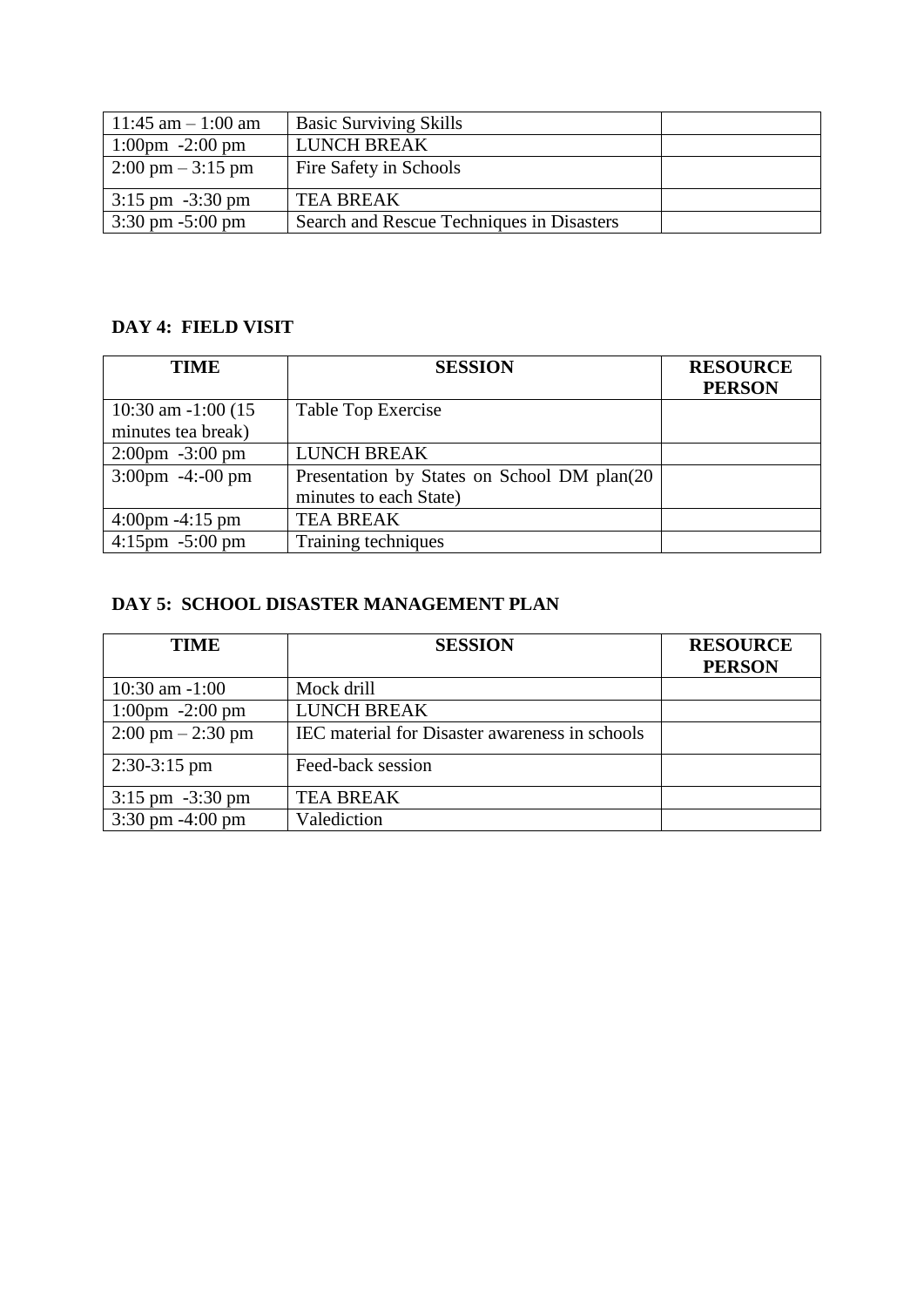| | | |
|---|---|---|
| 11:45 am – 1:00 am | Basic Surviving Skills | |
| 1:00pm -2:00 pm | LUNCH BREAK | |
| 2:00 pm – 3:15 pm | Fire Safety in Schools | |
| 3:15 pm -3:30 pm | TEA BREAK | |
| 3:30 pm -5:00 pm | Search and Rescue Techniques in Disasters | |

**DAY 4: FIELD VISIT**

| TIME | SESSION | RESOURCE PERSON |
|---|---|---|
| 10:30 am -1:00 (15 minutes tea break) | Table Top Exercise | |
| 2:00pm -3:00 pm | LUNCH BREAK | |
| 3:00pm -4:-00 pm | Presentation by States on School DM plan(20 minutes to each State) | |
| 4:00pm -4:15 pm | TEA BREAK | |
| 4:15pm -5:00 pm | Training techniques | |

**DAY 5: SCHOOL DISASTER MANAGEMENT PLAN**

| TIME | SESSION | RESOURCE PERSON |
|---|---|---|
| 10:30 am -1:00 | Mock drill | |
| 1:00pm -2:00 pm | LUNCH BREAK | |
| 2:00 pm – 2:30 pm | IEC material for Disaster awareness in schools | |
| 2:30-3:15 pm | Feed-back session | |
| 3:15 pm -3:30 pm | TEA BREAK | |
| 3:30 pm -4:00 pm | Valediction | |